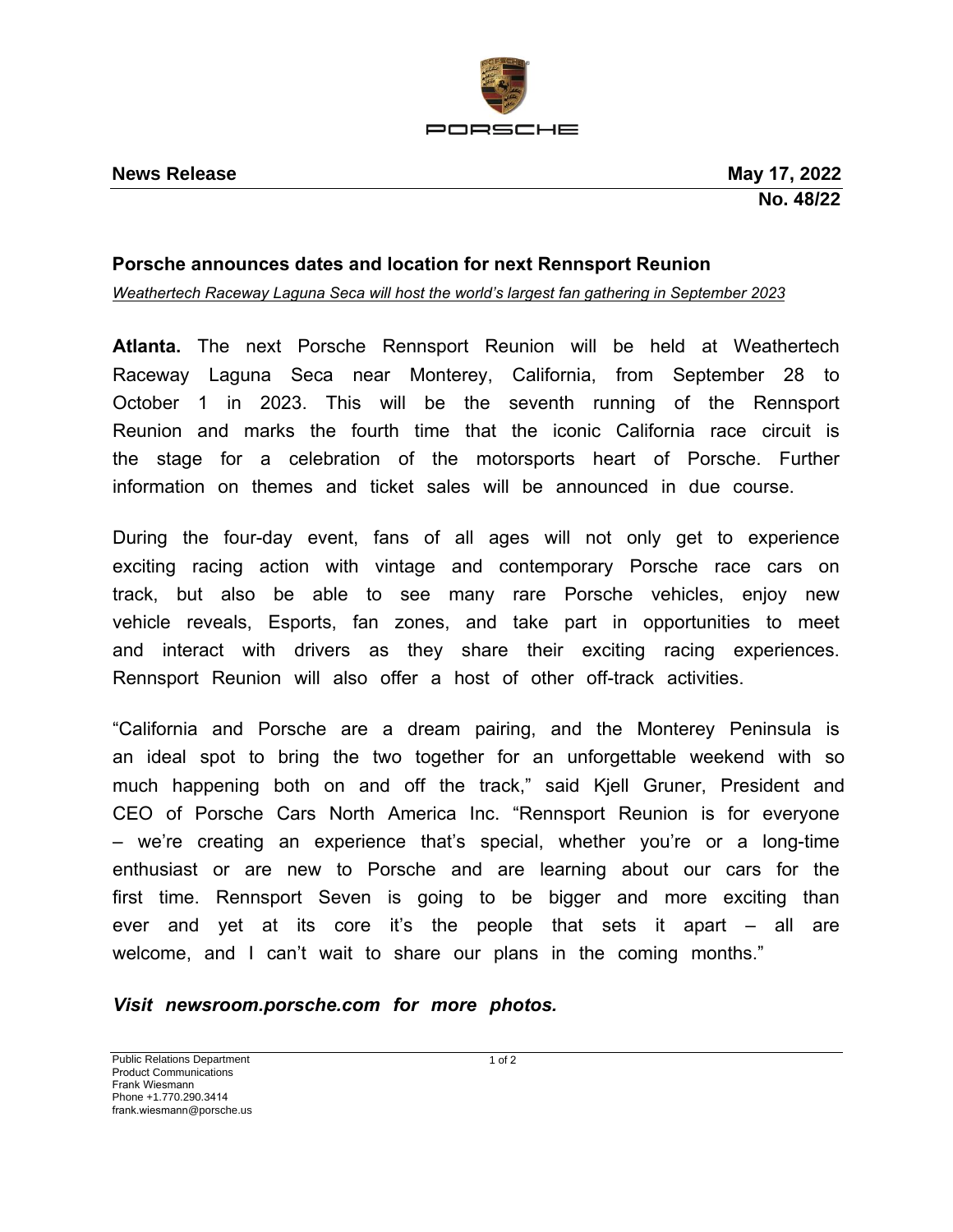PORSCHE

**News Release** **May 17, 2022**
**No. 48/22**

## Porsche announces dates and location for next Rennsport Reunion

*Weathertech Raceway Laguna Seca will host the world's largest fan gathering in September 2023*

**Atlanta.** The next Porsche Rennsport Reunion will be held at Weathertech Raceway Laguna Seca near Monterey, California, from September 28 to October 1 in 2023. This will be the seventh running of the Rennsport Reunion and marks the fourth time that the iconic California race circuit is the stage for a celebration of the motorsports heart of Porsche. Further information on themes and ticket sales will be announced in due course.

During the four-day event, fans of all ages will not only get to experience exciting racing action with vintage and contemporary Porsche race cars on track, but also be able to see many rare Porsche vehicles, enjoy new vehicle reveals, Esports, fan zones, and take part in opportunities to meet and interact with drivers as they share their exciting racing experiences. Rennsport Reunion will also offer a host of other off-track activities.

"California and Porsche are a dream pairing, and the Monterey Peninsula is an ideal spot to bring the two together for an unforgettable weekend with so much happening both on and off the track," said Kjell Gruner, President and CEO of Porsche Cars North America Inc. "Rennsport Reunion is for everyone – we're creating an experience that's special, whether you're or a long-time enthusiast or are new to Porsche and are learning about our cars for the first time. Rennsport Seven is going to be bigger and more exciting than ever and yet at its core it's the people that sets it apart – all are welcome, and I can't wait to share our plans in the coming months."

***Visit newsroom.porsche.com for more photos.***

Public Relations Department
Product Communications
Frank Wiesmann
Phone +1.770.290.3414
frank.wiesmann@porsche.us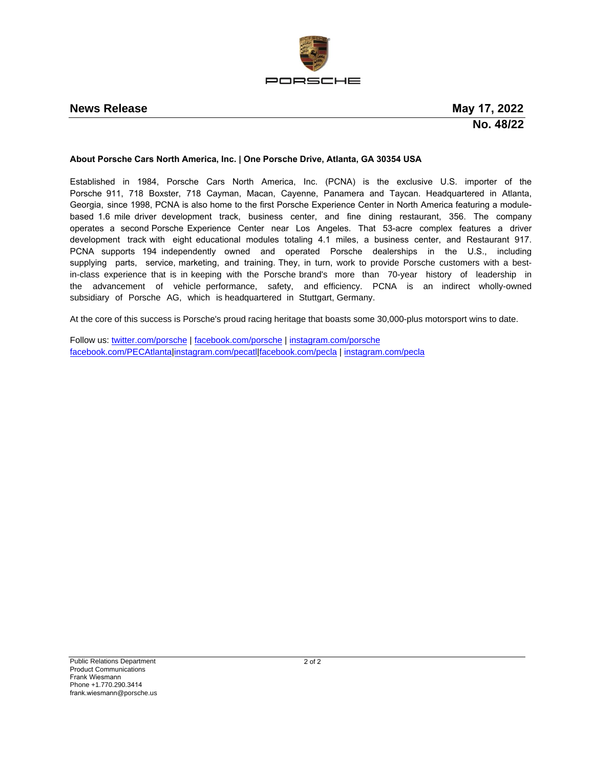PORSCHE

**News Release** **May 17, 2022**

**No. 48/22**

**About Porsche Cars North America, Inc. | One Porsche Drive, Atlanta, GA 30354 USA**

Established in 1984, Porsche Cars North America, Inc. (PCNA) is the exclusive U.S. importer of the Porsche 911, 718 Boxster, 718 Cayman, Macan, Cayenne, Panamera and Taycan. Headquartered in Atlanta, Georgia, since 1998, PCNA is also home to the first Porsche Experience Center in North America featuring a module-based 1.6 mile driver development track, business center, and fine dining restaurant, 356. The company operates a second Porsche Experience Center near Los Angeles. That 53-acre complex features a driver development track with eight educational modules totaling 4.1 miles, a business center, and Restaurant 917. PCNA supports 194 independently owned and operated Porsche dealerships in the U.S., including supplying parts, service, marketing, and training. They, in turn, work to provide Porsche customers with a best-in-class experience that is in keeping with the Porsche brand's more than 70-year history of leadership in the advancement of vehicle performance, safety, and efficiency. PCNA is an indirect wholly-owned subsidiary of Porsche AG, which is headquartered in Stuttgart, Germany.

At the core of this success is Porsche's proud racing heritage that boasts some 30,000-plus motorsport wins to date.

Follow us: twitter.com/porsche | facebook.com/porsche | instagram.com/porsche
facebook.com/PECAtlanta|instagram.com/pecatl|facebook.com/pecla | instagram.com/pecla

Public Relations Department
Product Communications
Frank Wiesmann
Phone +1.770.290.3414
frank.wiesmann@porsche.us